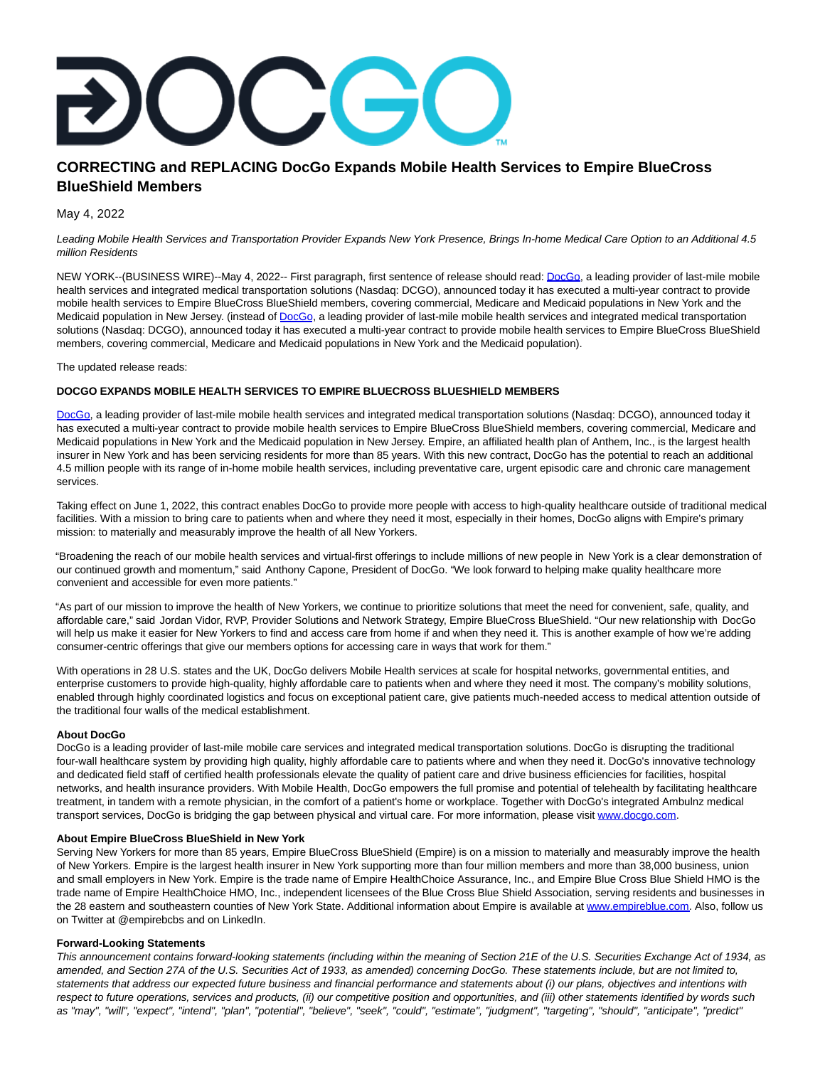# CORRECTING and REPLACING DocGo Expands Mobile Health Services to Empire BlueCross BlueShield Members

May 4, 2022

*Leading Mobile Health Services and Transportation Provider Expands New York Presence, Brings In-home Medical Care Option to an Additional 4.5 million Residents*

NEW YORK--(BUSINESS WIRE)--May 4, 2022-- First paragraph, first sentence of release should read: DocGo, a leading provider of last-mile mobile health services and integrated medical transportation solutions (Nasdaq: DCGO), announced today it has executed a multi-year contract to provide mobile health services to Empire BlueCross BlueShield members, covering commercial, Medicare and Medicaid populations in New York and the Medicaid population in New Jersey. (instead of DocGo, a leading provider of last-mile mobile health services and integrated medical transportation solutions (Nasdaq: DCGO), announced today it has executed a multi-year contract to provide mobile health services to Empire BlueCross BlueShield members, covering commercial, Medicare and Medicaid populations in New York and the Medicaid population).

The updated release reads:

**DOCGO EXPANDS MOBILE HEALTH SERVICES TO EMPIRE BLUECROSS BLUESHIELD MEMBERS**

DocGo, a leading provider of last-mile mobile health services and integrated medical transportation solutions (Nasdaq: DCGO), announced today it has executed a multi-year contract to provide mobile health services to Empire BlueCross BlueShield members, covering commercial, Medicare and Medicaid populations in New York and the Medicaid population in New Jersey. Empire, an affiliated health plan of Anthem, Inc., is the largest health insurer in New York and has been servicing residents for more than 85 years. With this new contract, DocGo has the potential to reach an additional 4.5 million people with its range of in-home mobile health services, including preventative care, urgent episodic care and chronic care management services.

Taking effect on June 1, 2022, this contract enables DocGo to provide more people with access to high-quality healthcare outside of traditional medical facilities. With a mission to bring care to patients when and where they need it most, especially in their homes, DocGo aligns with Empire's primary mission: to materially and measurably improve the health of all New Yorkers.

"Broadening the reach of our mobile health services and virtual-first offerings to include millions of new people in New York is a clear demonstration of our continued growth and momentum," said Anthony Capone, President of DocGo. "We look forward to helping make quality healthcare more convenient and accessible for even more patients."

"As part of our mission to improve the health of New Yorkers, we continue to prioritize solutions that meet the need for convenient, safe, quality, and affordable care," said Jordan Vidor, RVP, Provider Solutions and Network Strategy, Empire BlueCross BlueShield. "Our new relationship with DocGo will help us make it easier for New Yorkers to find and access care from home if and when they need it. This is another example of how we're adding consumer-centric offerings that give our members options for accessing care in ways that work for them."

With operations in 28 U.S. states and the UK, DocGo delivers Mobile Health services at scale for hospital networks, governmental entities, and enterprise customers to provide high-quality, highly affordable care to patients when and where they need it most. The company's mobility solutions, enabled through highly coordinated logistics and focus on exceptional patient care, give patients much-needed access to medical attention outside of the traditional four walls of the medical establishment.

**About DocGo**

DocGo is a leading provider of last-mile mobile care services and integrated medical transportation solutions. DocGo is disrupting the traditional four-wall healthcare system by providing high quality, highly affordable care to patients where and when they need it. DocGo's innovative technology and dedicated field staff of certified health professionals elevate the quality of patient care and drive business efficiencies for facilities, hospital networks, and health insurance providers. With Mobile Health, DocGo empowers the full promise and potential of telehealth by facilitating healthcare treatment, in tandem with a remote physician, in the comfort of a patient's home or workplace. Together with DocGo's integrated Ambulnz medical transport services, DocGo is bridging the gap between physical and virtual care. For more information, please visit www.docgo.com.

**About Empire BlueCross BlueShield in New York**

Serving New Yorkers for more than 85 years, Empire BlueCross BlueShield (Empire) is on a mission to materially and measurably improve the health of New Yorkers. Empire is the largest health insurer in New York supporting more than four million members and more than 38,000 business, union and small employers in New York. Empire is the trade name of Empire HealthChoice Assurance, Inc., and Empire Blue Cross Blue Shield HMO is the trade name of Empire HealthChoice HMO, Inc., independent licensees of the Blue Cross Blue Shield Association, serving residents and businesses in the 28 eastern and southeastern counties of New York State. Additional information about Empire is available at www.empireblue.com. Also, follow us on Twitter at @empirebcbs and on LinkedIn.

**Forward-Looking Statements**

*This announcement contains forward-looking statements (including within the meaning of Section 21E of the U.S. Securities Exchange Act of 1934, as amended, and Section 27A of the U.S. Securities Act of 1933, as amended) concerning DocGo. These statements include, but are not limited to, statements that address our expected future business and financial performance and statements about (i) our plans, objectives and intentions with respect to future operations, services and products, (ii) our competitive position and opportunities, and (iii) other statements identified by words such as "may", "will", "expect", "intend", "plan", "potential", "believe", "seek", "could", "estimate", "judgment", "targeting", "should", "anticipate", "predict"*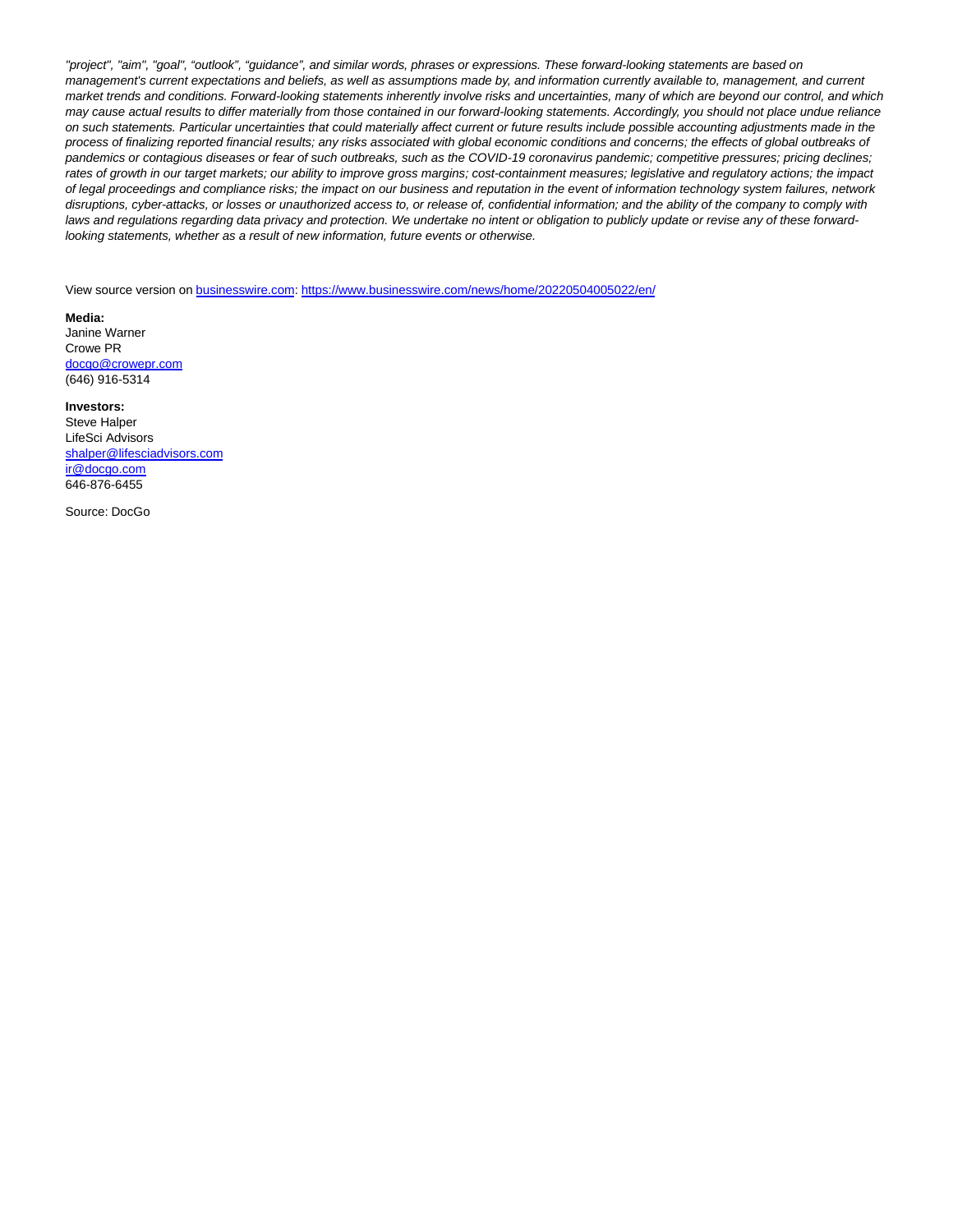*"project", "aim", "goal", "outlook", "guidance", and similar words, phrases or expressions. These forward-looking statements are based on management's current expectations and beliefs, as well as assumptions made by, and information currently available to, management, and current market trends and conditions. Forward-looking statements inherently involve risks and uncertainties, many of which are beyond our control, and which may cause actual results to differ materially from those contained in our forward-looking statements. Accordingly, you should not place undue reliance on such statements. Particular uncertainties that could materially affect current or future results include possible accounting adjustments made in the process of finalizing reported financial results; any risks associated with global economic conditions and concerns; the effects of global outbreaks of pandemics or contagious diseases or fear of such outbreaks, such as the COVID-19 coronavirus pandemic; competitive pressures; pricing declines; rates of growth in our target markets; our ability to improve gross margins; cost-containment measures; legislative and regulatory actions; the impact of legal proceedings and compliance risks; the impact on our business and reputation in the event of information technology system failures, network disruptions, cyber-attacks, or losses or unauthorized access to, or release of, confidential information; and the ability of the company to comply with laws and regulations regarding data privacy and protection. We undertake no intent or obligation to publicly update or revise any of these forward-looking statements, whether as a result of new information, future events or otherwise.*

View source version on businesswire.com: https://www.businesswire.com/news/home/20220504005022/en/

**Media:**
Janine Warner
Crowe PR
docgo@crowepr.com
(646) 916-5314

**Investors:**
Steve Halper
LifeSci Advisors
shalper@lifesciadvisors.com
ir@docgo.com
646-876-6455

Source: DocGo